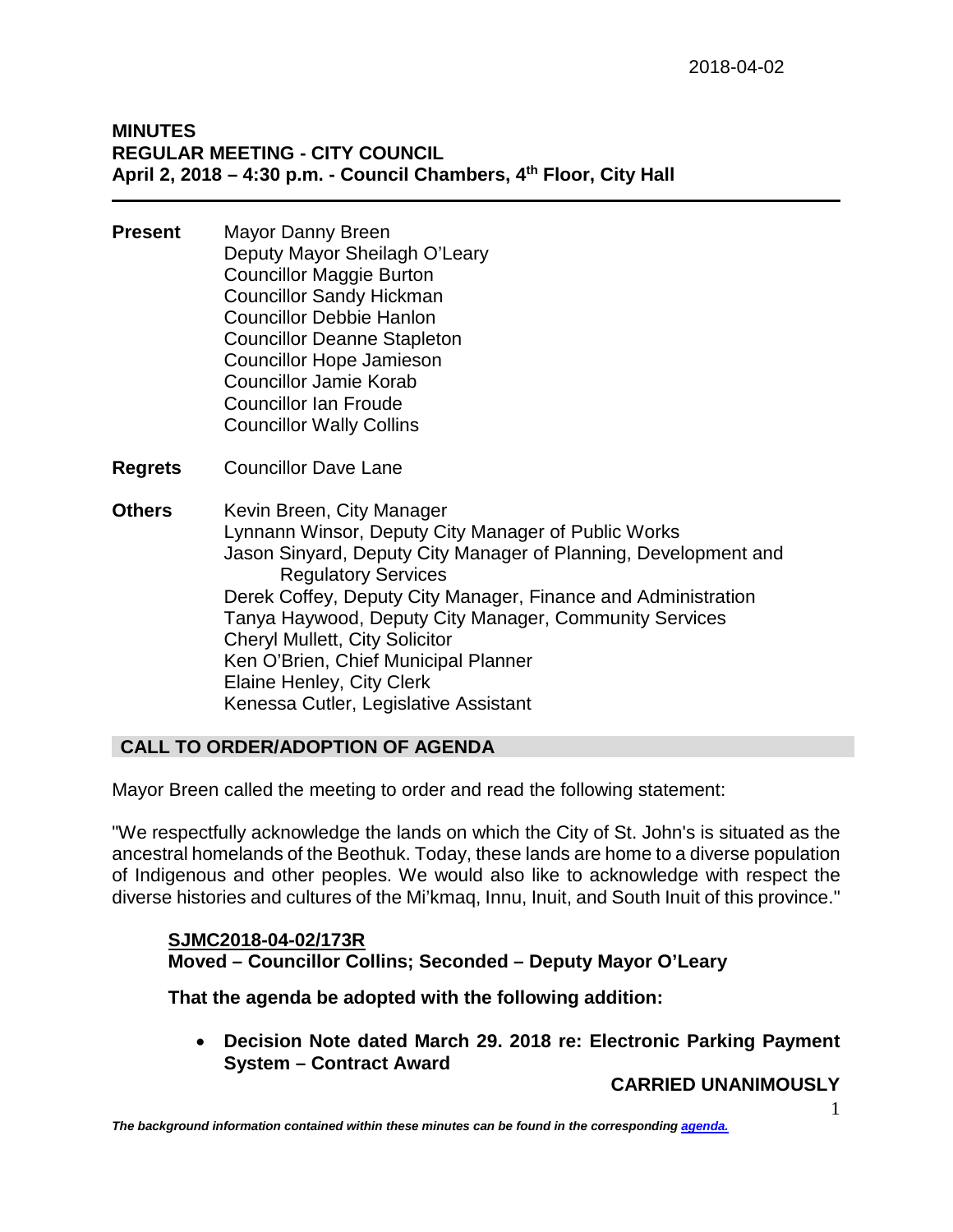2018-04-02

# MINUTES
## REGULAR MEETING - CITY COUNCIL
**April 2, 2018 – 4:30 p.m. - Council Chambers, 4th Floor, City Hall**

---

**Present**
Mayor Danny Breen
Deputy Mayor Sheilagh O'Leary
Councillor Maggie Burton
Councillor Sandy Hickman
Councillor Debbie Hanlon
Councillor Deanne Stapleton
Councillor Hope Jamieson
Councillor Jamie Korab
Councillor Ian Froude
Councillor Wally Collins

**Regrets**
Councillor Dave Lane

**Others**
Kevin Breen, City Manager
Lynnann Winsor, Deputy City Manager of Public Works
Jason Sinyard, Deputy City Manager of Planning, Development and Regulatory Services
Derek Coffey, Deputy City Manager, Finance and Administration
Tanya Haywood, Deputy City Manager, Community Services
Cheryl Mullett, City Solicitor
Ken O'Brien, Chief Municipal Planner
Elaine Henley, City Clerk
Kenessa Cutler, Legislative Assistant

## CALL TO ORDER/ADOPTION OF AGENDA

Mayor Breen called the meeting to order and read the following statement:

"We respectfully acknowledge the lands on which the City of St. John's is situated as the ancestral homelands of the Beothuk. Today, these lands are home to a diverse population of Indigenous and other peoples. We would also like to acknowledge with respect the diverse histories and cultures of the Mi'kmaq, Innu, Inuit, and South Inuit of this province."

**SJMC2018-04-02/173R**
**Moved – Councillor Collins; Seconded – Deputy Mayor O'Leary**

**That the agenda be adopted with the following addition:**

- **Decision Note dated March 29. 2018 re: Electronic Parking Payment System – Contract Award**

**CARRIED UNANIMOUSLY**

*The background information contained within these minutes can be found in the corresponding agenda.*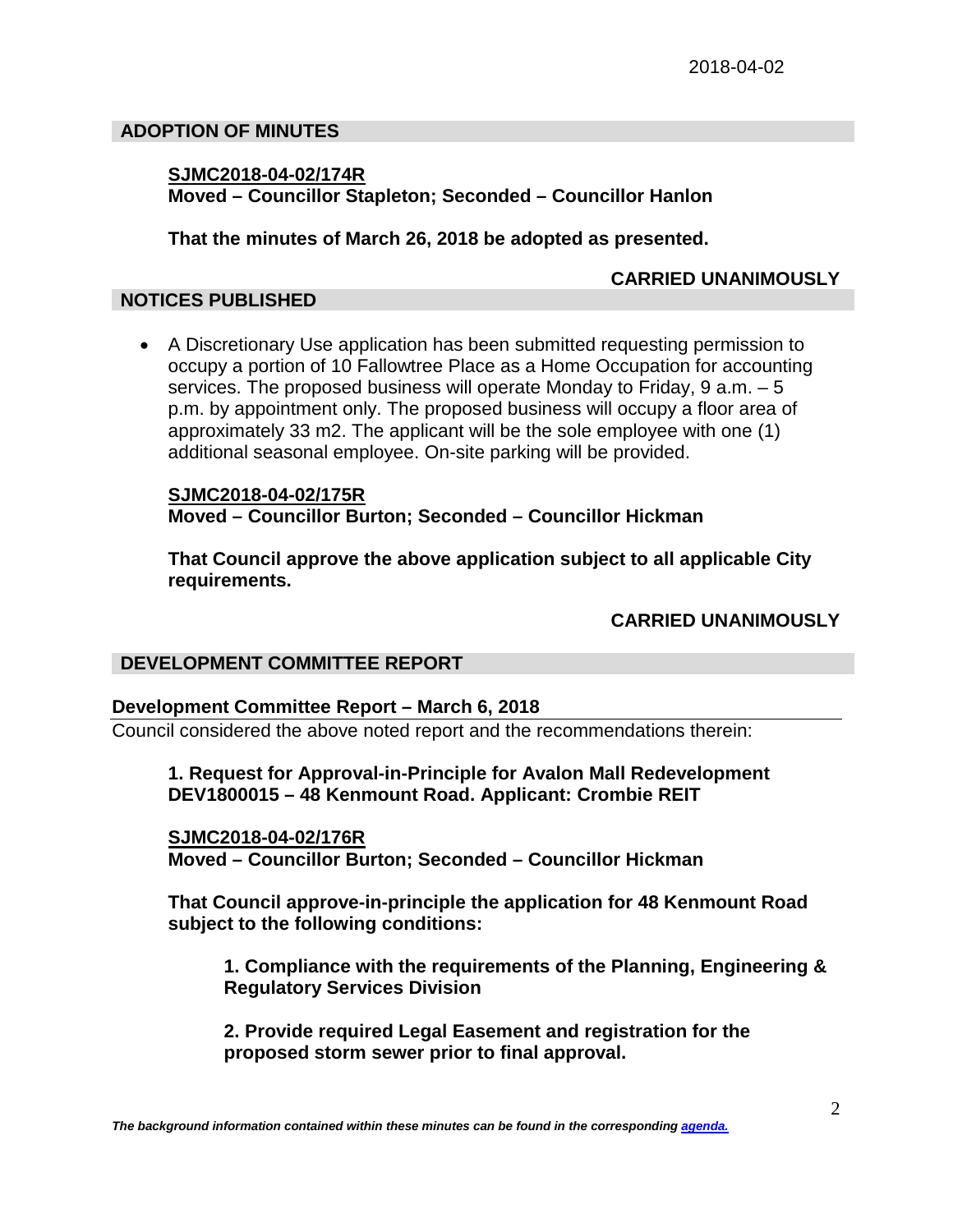## ADOPTION OF MINUTES

**SJMC2018-04-02/174R**
**Moved – Councillor Stapleton; Seconded – Councillor Hanlon**

**That the minutes of March 26, 2018 be adopted as presented.**

**CARRIED UNANIMOUSLY**

## NOTICES PUBLISHED

- A Discretionary Use application has been submitted requesting permission to occupy a portion of 10 Fallowtree Place as a Home Occupation for accounting services. The proposed business will operate Monday to Friday, 9 a.m. – 5 p.m. by appointment only. The proposed business will occupy a floor area of approximately 33 m2. The applicant will be the sole employee with one (1) additional seasonal employee. On-site parking will be provided.

**SJMC2018-04-02/175R**
**Moved – Councillor Burton; Seconded – Councillor Hickman**

**That Council approve the above application subject to all applicable City requirements.**

**CARRIED UNANIMOUSLY**

## DEVELOPMENT COMMITTEE REPORT

### Development Committee Report – March 6, 2018

Council considered the above noted report and the recommendations therein:

**1. Request for Approval-in-Principle for Avalon Mall Redevelopment DEV1800015 – 48 Kenmount Road. Applicant: Crombie REIT**

**SJMC2018-04-02/176R**
**Moved – Councillor Burton; Seconded – Councillor Hickman**

**That Council approve-in-principle the application for 48 Kenmount Road subject to the following conditions:**

**1. Compliance with the requirements of the Planning, Engineering & Regulatory Services Division**

**2. Provide required Legal Easement and registration for the proposed storm sewer prior to final approval.**

*The background information contained within these minutes can be found in the corresponding agenda.*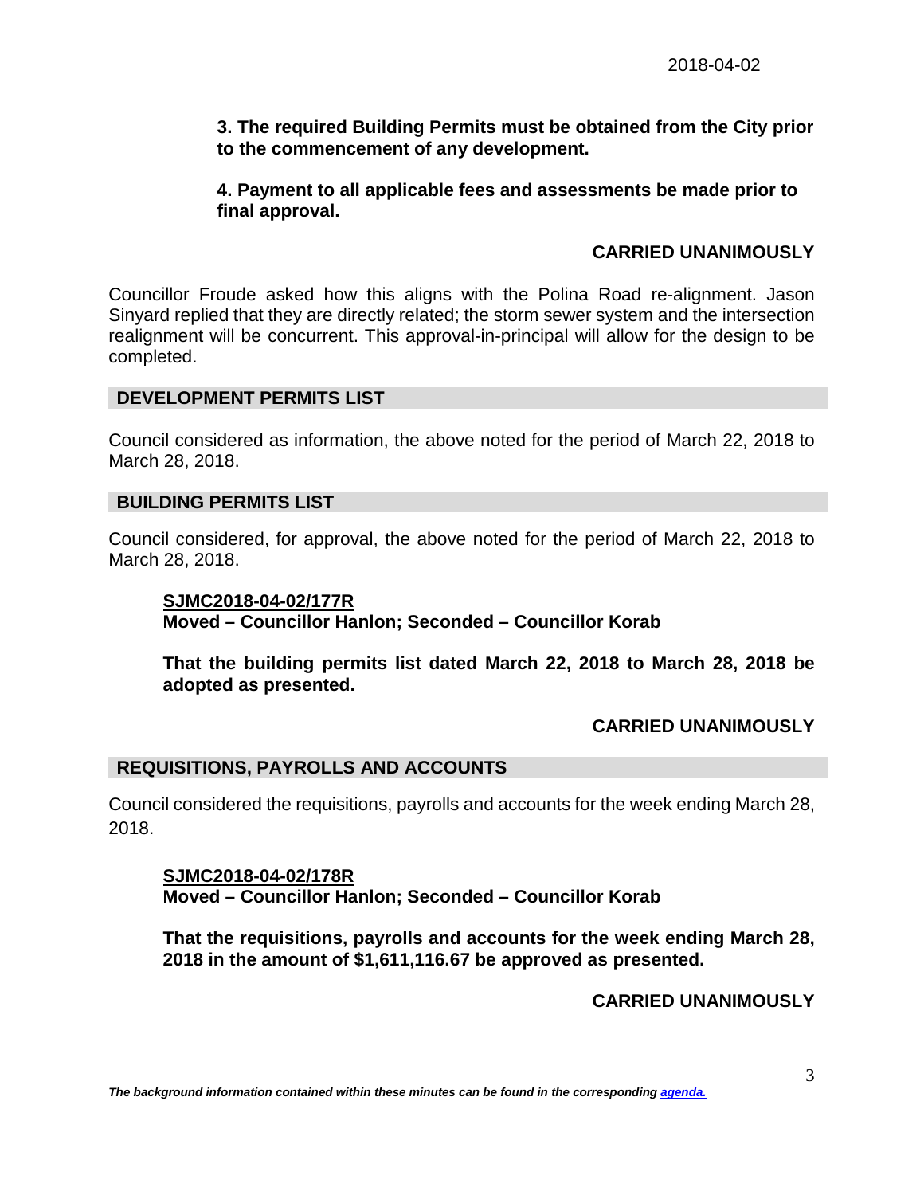**3. The required Building Permits must be obtained from the City prior to the commencement of any development.**

**4. Payment to all applicable fees and assessments be made prior to final approval.**

**CARRIED UNANIMOUSLY**

Councillor Froude asked how this aligns with the Polina Road re-alignment. Jason Sinyard replied that they are directly related; the storm sewer system and the intersection realignment will be concurrent. This approval-in-principal will allow for the design to be completed.

## DEVELOPMENT PERMITS LIST

Council considered as information, the above noted for the period of March 22, 2018 to March 28, 2018.

## BUILDING PERMITS LIST

Council considered, for approval, the above noted for the period of March 22, 2018 to March 28, 2018.

**SJMC2018-04-02/177R**
**Moved – Councillor Hanlon; Seconded – Councillor Korab**

**That the building permits list dated March 22, 2018 to March 28, 2018 be adopted as presented.**

**CARRIED UNANIMOUSLY**

## REQUISITIONS, PAYROLLS AND ACCOUNTS

Council considered the requisitions, payrolls and accounts for the week ending March 28, 2018.

**SJMC2018-04-02/178R**
**Moved – Councillor Hanlon; Seconded – Councillor Korab**

**That the requisitions, payrolls and accounts for the week ending March 28, 2018 in the amount of $1,611,116.67 be approved as presented.**

**CARRIED UNANIMOUSLY**

***The background information contained within these minutes can be found in the corresponding agenda.***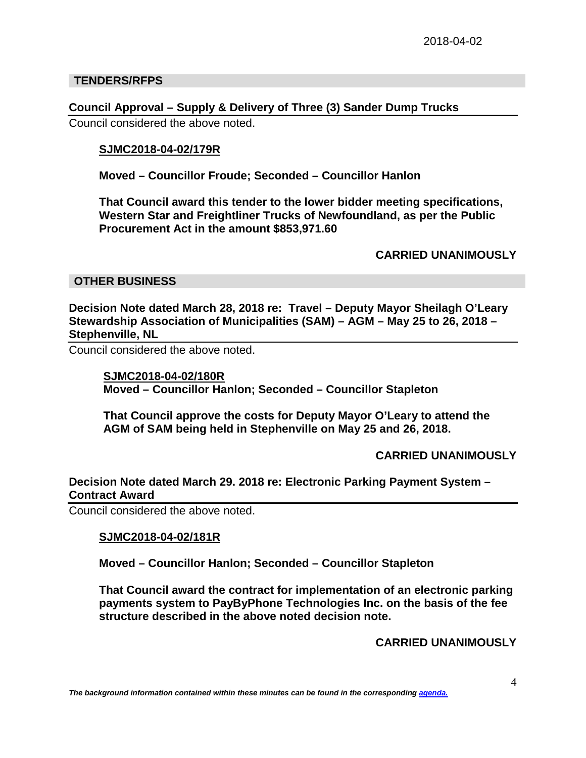2018-04-02

## TENDERS/RFPS

### Council Approval – Supply & Delivery of Three (3) Sander Dump Trucks

Council considered the above noted.

**SJMC2018-04-02/179R**

**Moved – Councillor Froude; Seconded – Councillor Hanlon**

**That Council award this tender to the lower bidder meeting specifications, Western Star and Freightliner Trucks of Newfoundland, as per the Public Procurement Act in the amount $853,971.60**

**CARRIED UNANIMOUSLY**

## OTHER BUSINESS

### Decision Note dated March 28, 2018 re: Travel – Deputy Mayor Sheilagh O'Leary Stewardship Association of Municipalities (SAM) – AGM – May 25 to 26, 2018 – Stephenville, NL

Council considered the above noted.

**SJMC2018-04-02/180R**
**Moved – Councillor Hanlon; Seconded – Councillor Stapleton**

**That Council approve the costs for Deputy Mayor O'Leary to attend the AGM of SAM being held in Stephenville on May 25 and 26, 2018.**

**CARRIED UNANIMOUSLY**

### Decision Note dated March 29. 2018 re: Electronic Parking Payment System – Contract Award

Council considered the above noted.

**SJMC2018-04-02/181R**

**Moved – Councillor Hanlon; Seconded – Councillor Stapleton**

**That Council award the contract for implementation of an electronic parking payments system to PayByPhone Technologies Inc. on the basis of the fee structure described in the above noted decision note.**

**CARRIED UNANIMOUSLY**

***The background information contained within these minutes can be found in the corresponding agenda.***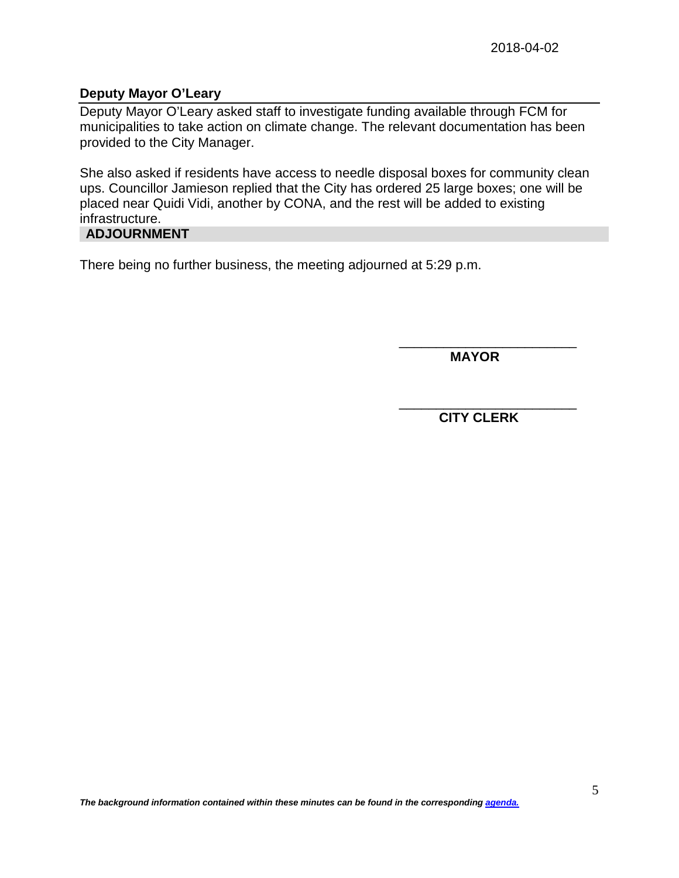**Deputy Mayor O'Leary**

Deputy Mayor O'Leary asked staff to investigate funding available through FCM for municipalities to take action on climate change. The relevant documentation has been provided to the City Manager.

She also asked if residents have access to needle disposal boxes for community clean ups. Councillor Jamieson replied that the City has ordered 25 large boxes; one will be placed near Quidi Vidi, another by CONA, and the rest will be added to existing infrastructure.

## ADJOURNMENT

There being no further business, the meeting adjourned at 5:29 p.m.

\_\_\_\_\_\_\_\_\_\_\_\_\_\_\_\_\_\_\_\_\_\_\_\_\_\_
**MAYOR**

\_\_\_\_\_\_\_\_\_\_\_\_\_\_\_\_\_\_\_\_\_\_\_\_\_\_
**CITY CLERK**

***The background information contained within these minutes can be found in the corresponding agenda.***